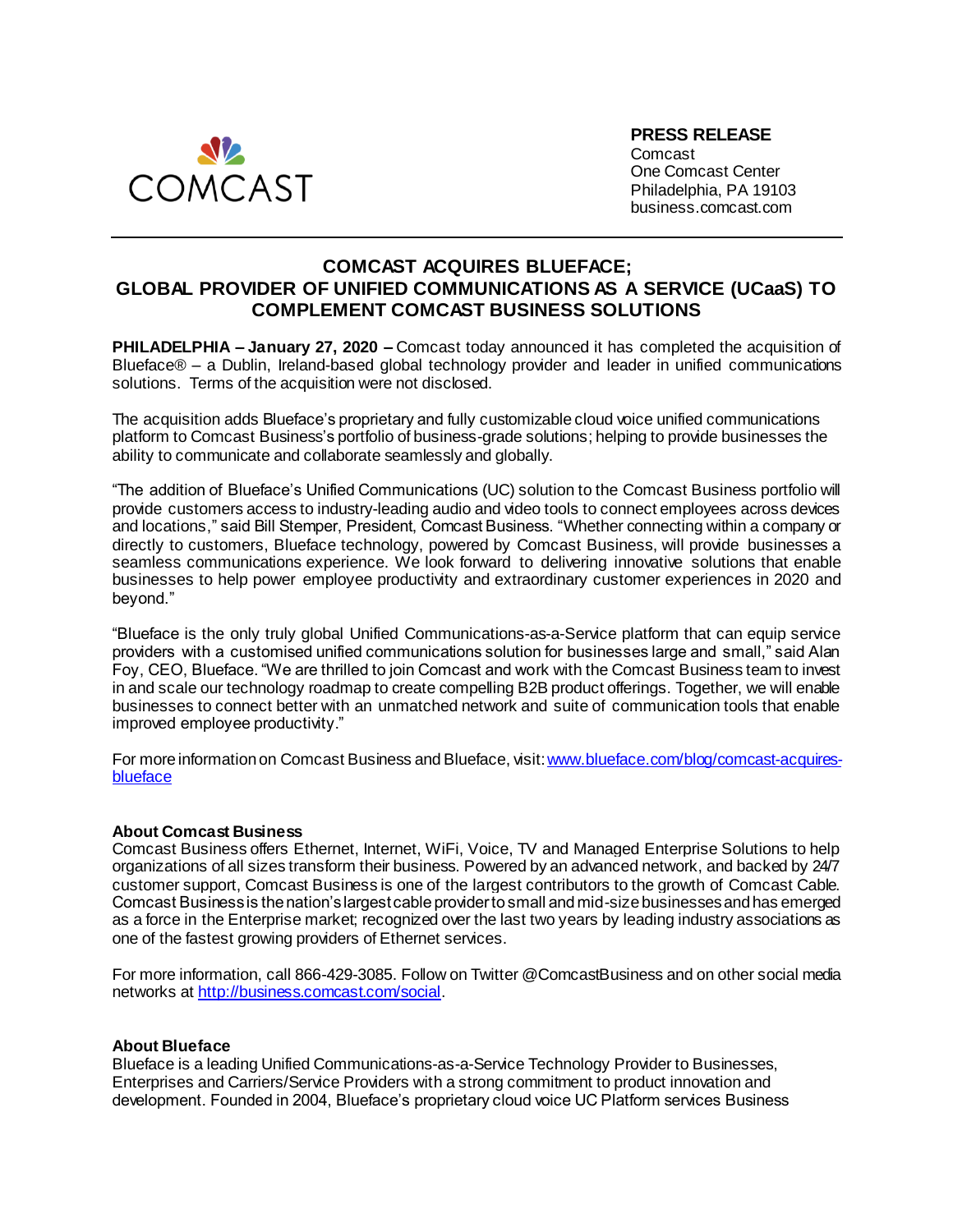COMCAST

**PRESS RELEASE**
Comcast
One Comcast Center
Philadelphia, PA 19103
business.comcast.com

---

# COMCAST ACQUIRES BLUEFACE; GLOBAL PROVIDER OF UNIFIED COMMUNICATIONS AS A SERVICE (UCaaS) TO COMPLEMENT COMCAST BUSINESS SOLUTIONS

**PHILADELPHIA – January 27, 2020 –** Comcast today announced it has completed the acquisition of Blueface® – a Dublin, Ireland-based global technology provider and leader in unified communications solutions. Terms of the acquisition were not disclosed.

The acquisition adds Blueface's proprietary and fully customizable cloud voice unified communications platform to Comcast Business's portfolio of business-grade solutions; helping to provide businesses the ability to communicate and collaborate seamlessly and globally.

"The addition of Blueface's Unified Communications (UC) solution to the Comcast Business portfolio will provide customers access to industry-leading audio and video tools to connect employees across devices and locations," said Bill Stemper, President, Comcast Business. "Whether connecting within a company or directly to customers, Blueface technology, powered by Comcast Business, will provide businesses a seamless communications experience. We look forward to delivering innovative solutions that enable businesses to help power employee productivity and extraordinary customer experiences in 2020 and beyond."

"Blueface is the only truly global Unified Communications-as-a-Service platform that can equip service providers with a customised unified communications solution for businesses large and small," said Alan Foy, CEO, Blueface. "We are thrilled to join Comcast and work with the Comcast Business team to invest in and scale our technology roadmap to create compelling B2B product offerings. Together, we will enable businesses to connect better with an unmatched network and suite of communication tools that enable improved employee productivity."

For more information on Comcast Business and Blueface, visit: [www.blueface.com/blog/comcast-acquires-blueface](http://www.blueface.com/blog/comcast-acquires-blueface)

**About Comcast Business**
Comcast Business offers Ethernet, Internet, WiFi, Voice, TV and Managed Enterprise Solutions to help organizations of all sizes transform their business. Powered by an advanced network, and backed by 24/7 customer support, Comcast Business is one of the largest contributors to the growth of Comcast Cable. Comcast Business is the nation's largest cable provider to small and mid-size businesses and has emerged as a force in the Enterprise market; recognized over the last two years by leading industry associations as one of the fastest growing providers of Ethernet services.

For more information, call 866-429-3085. Follow on Twitter @ComcastBusiness and on other social media networks at [http://business.comcast.com/social](http://business.comcast.com/social).

**About Blueface**
Blueface is a leading Unified Communications-as-a-Service Technology Provider to Businesses, Enterprises and Carriers/Service Providers with a strong commitment to product innovation and development. Founded in 2004, Blueface's proprietary cloud voice UC Platform services Business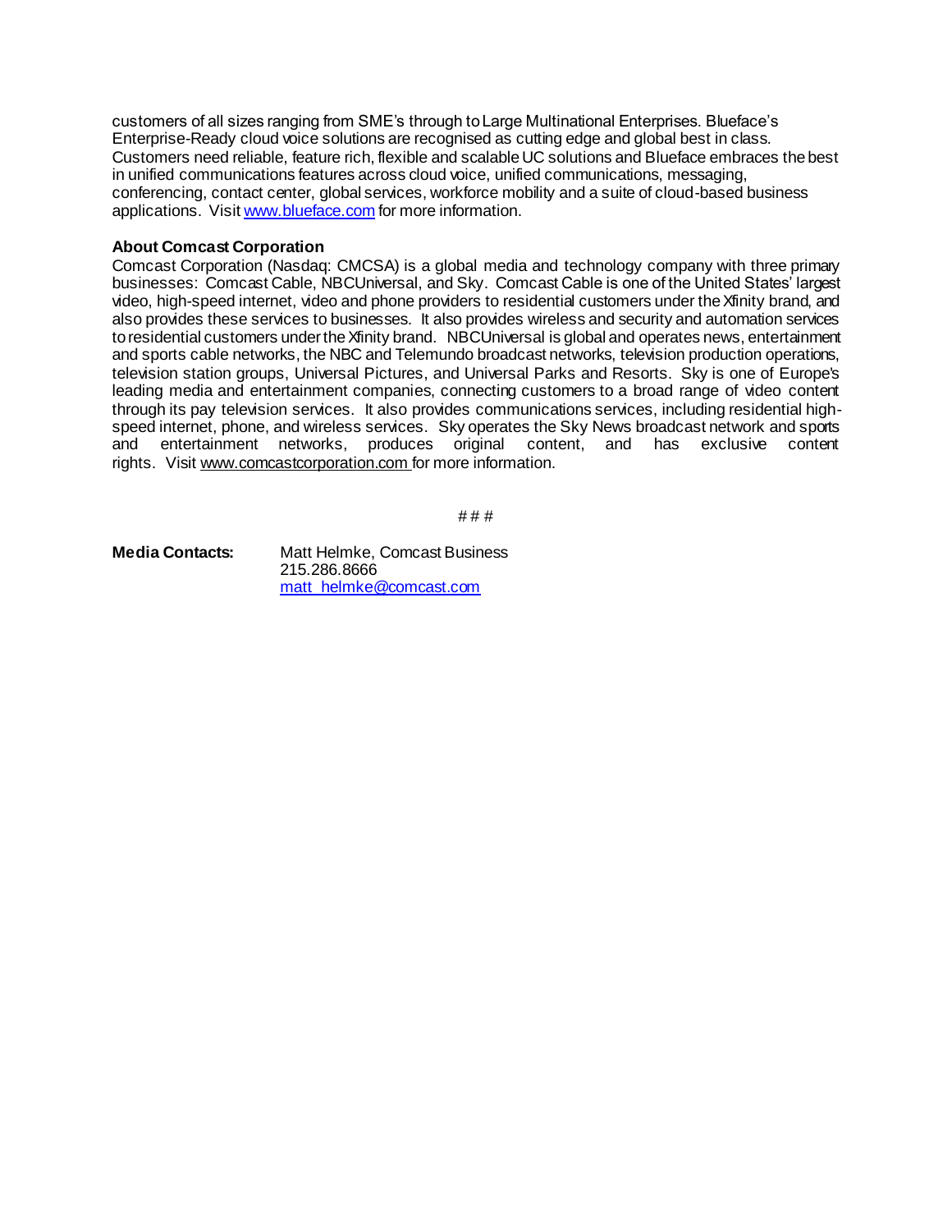customers of all sizes ranging from SME's through to Large Multinational Enterprises. Blueface's Enterprise-Ready cloud voice solutions are recognised as cutting edge and global best in class. Customers need reliable, feature rich, flexible and scalable UC solutions and Blueface embraces the best in unified communications features across cloud voice, unified communications, messaging, conferencing, contact center, global services, workforce mobility and a suite of cloud-based business applications. Visit [www.blueface.com](http://www.blueface.com) for more information.

**About Comcast Corporation**
Comcast Corporation (Nasdaq: CMCSA) is a global media and technology company with three primary businesses: Comcast Cable, NBCUniversal, and Sky. Comcast Cable is one of the United States' largest video, high-speed internet, video and phone providers to residential customers under the Xfinity brand, and also provides these services to businesses. It also provides wireless and security and automation services to residential customers under the Xfinity brand. NBCUniversal is global and operates news, entertainment and sports cable networks, the NBC and Telemundo broadcast networks, television production operations, television station groups, Universal Pictures, and Universal Parks and Resorts. Sky is one of Europe's leading media and entertainment companies, connecting customers to a broad range of video content through its pay television services. It also provides communications services, including residential high-speed internet, phone, and wireless services. Sky operates the Sky News broadcast network and sports and entertainment networks, produces original content, and has exclusive content rights. Visit www.comcastcorporation.com for more information.

# # #

**Media Contacts:** Matt Helmke, Comcast Business
215.286.8666
[matt_helmke@comcast.com](mailto:matt_helmke@comcast.com)